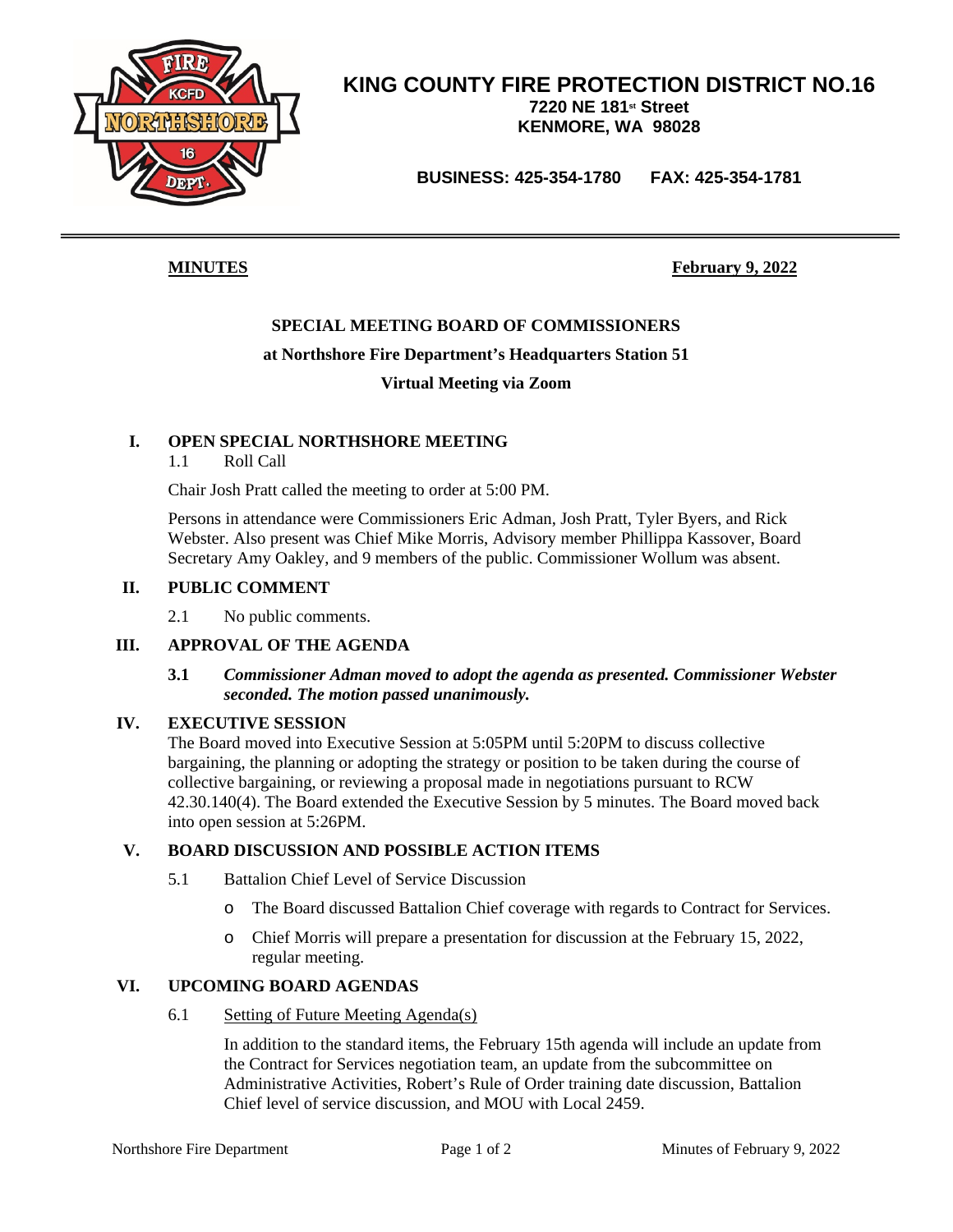# KING COUNTY FIRE PROTECTION DISTRICT NO.16

**7220 NE 181st Street**
**KENMORE, WA 98028**

**BUSINESS: 425-354-1780 FAX: 425-354-1781**

---

**MINUTES** **February 9, 2022**

## SPECIAL MEETING BOARD OF COMMISSIONERS

**at Northshore Fire Department's Headquarters Station 51**

**Virtual Meeting via Zoom**

## I. OPEN SPECIAL NORTHSHORE MEETING

1.1 Roll Call

Chair Josh Pratt called the meeting to order at 5:00 PM.

Persons in attendance were Commissioners Eric Adman, Josh Pratt, Tyler Byers, and Rick Webster. Also present was Chief Mike Morris, Advisory member Phillippa Kassover, Board Secretary Amy Oakley, and 9 members of the public. Commissioner Wollum was absent.

## II. PUBLIC COMMENT

2.1 No public comments.

## III. APPROVAL OF THE AGENDA

**3.1** ***Commissioner Adman moved to adopt the agenda as presented. Commissioner Webster seconded. The motion passed unanimously.***

## IV. EXECUTIVE SESSION

The Board moved into Executive Session at 5:05PM until 5:20PM to discuss collective bargaining, the planning or adopting the strategy or position to be taken during the course of collective bargaining, or reviewing a proposal made in negotiations pursuant to RCW 42.30.140(4). The Board extended the Executive Session by 5 minutes. The Board moved back into open session at 5:26PM.

## V. BOARD DISCUSSION AND POSSIBLE ACTION ITEMS

5.1 Battalion Chief Level of Service Discussion

- The Board discussed Battalion Chief coverage with regards to Contract for Services.
- Chief Morris will prepare a presentation for discussion at the February 15, 2022, regular meeting.

## VI. UPCOMING BOARD AGENDAS

6.1 Setting of Future Meeting Agenda(s)

In addition to the standard items, the February 15th agenda will include an update from the Contract for Services negotiation team, an update from the subcommittee on Administrative Activities, Robert's Rule of Order training date discussion, Battalion Chief level of service discussion, and MOU with Local 2459.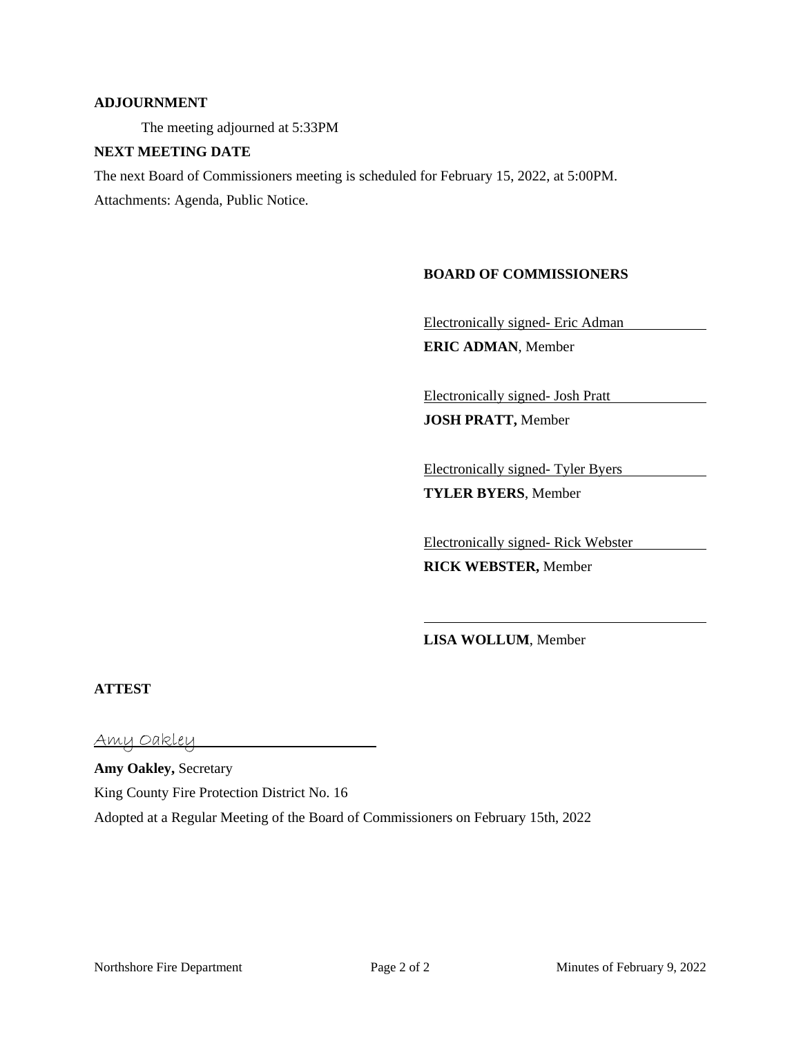**ADJOURNMENT**

The meeting adjourned at 5:33PM

**NEXT MEETING DATE**

The next Board of Commissioners meeting is scheduled for February 15, 2022, at 5:00PM.

Attachments: Agenda, Public Notice.

**BOARD OF COMMISSIONERS**

Electronically signed- Eric Adman

**ERIC ADMAN**, Member

Electronically signed- Josh Pratt

**JOSH PRATT,** Member

Electronically signed- Tyler Byers

**TYLER BYERS**, Member

Electronically signed- Rick Webster

**RICK WEBSTER,** Member

**LISA WOLLUM**, Member

**ATTEST**

Amy Oakley

**Amy Oakley,** Secretary

King County Fire Protection District No. 16

Adopted at a Regular Meeting of the Board of Commissioners on February 15th, 2022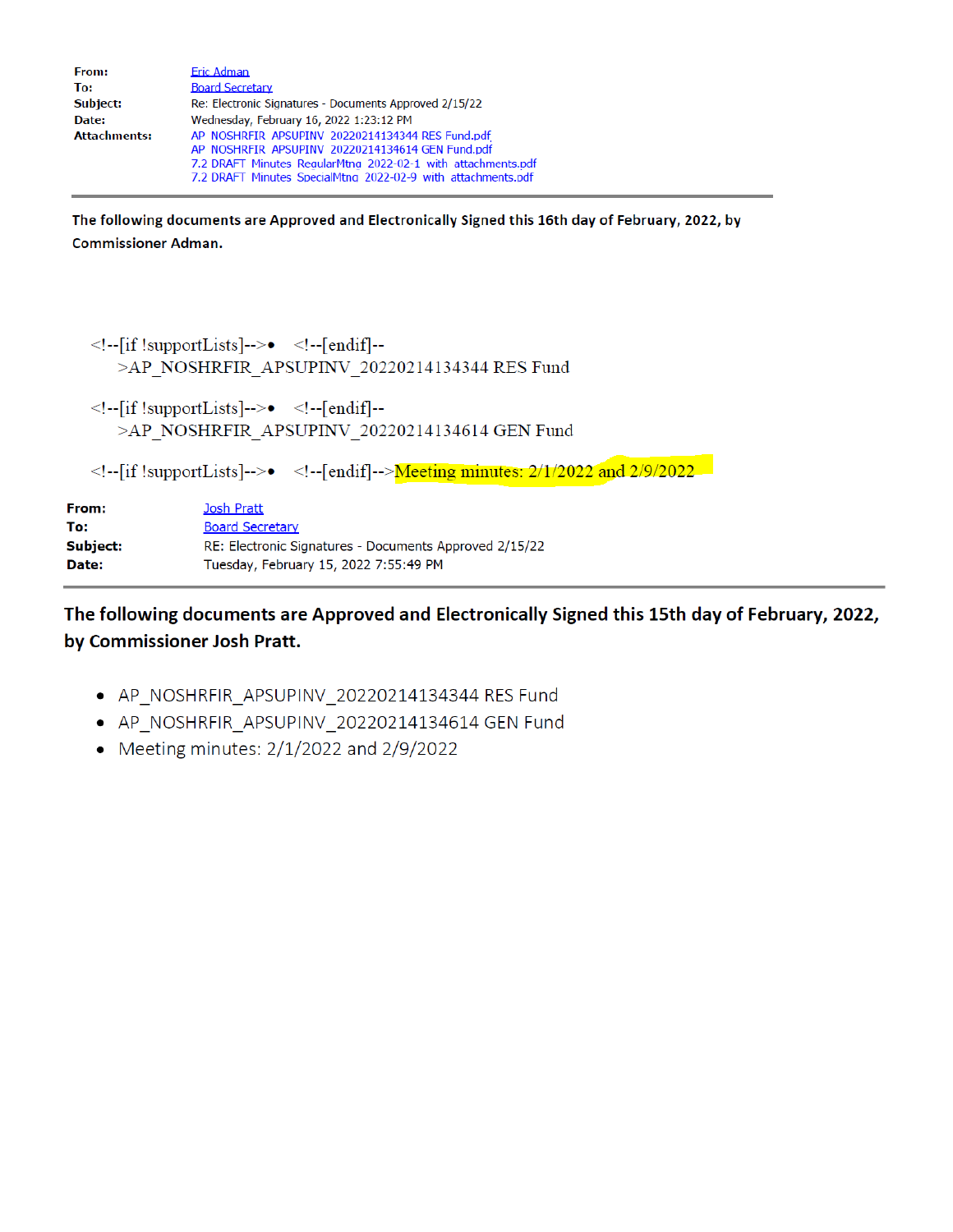**From:** Eric Adman
**To:** Board Secretary
**Subject:** Re: Electronic Signatures - Documents Approved 2/15/22
**Date:** Wednesday, February 16, 2022 1:23:12 PM
**Attachments:** AP_NOSHRFIR_APSUPINV_20220214134344 RES Fund.pdf
AP_NOSHRFIR_APSUPINV_20220214134614 GEN Fund.pdf
7.2 DRAFT_Minutes_RegularMtng_2022-02-1_with_attachments.pdf
7.2 DRAFT_Minutes_SpecialMtng_2022-02-9_with_attachments.pdf

---

**The following documents are Approved and Electronically Signed this 16th day of February, 2022, by Commissioner Adman.**

<!--[if !supportLists]-->• <!--[endif]-->AP_NOSHRFIR_APSUPINV_20220214134344 RES Fund

<!--[if !supportLists]-->• <!--[endif]-->AP_NOSHRFIR_APSUPINV_20220214134614 GEN Fund

<!--[if !supportLists]-->• <!--[endif]-->Meeting minutes: 2/1/2022 and 2/9/2022

**From:** Josh Pratt
**To:** Board Secretary
**Subject:** RE: Electronic Signatures - Documents Approved 2/15/22
**Date:** Tuesday, February 15, 2022 7:55:49 PM

---

**The following documents are Approved and Electronically Signed this 15th day of February, 2022, by Commissioner Josh Pratt.**

- AP_NOSHRFIR_APSUPINV_20220214134344 RES Fund
- AP_NOSHRFIR_APSUPINV_20220214134614 GEN Fund
- Meeting minutes: 2/1/2022 and 2/9/2022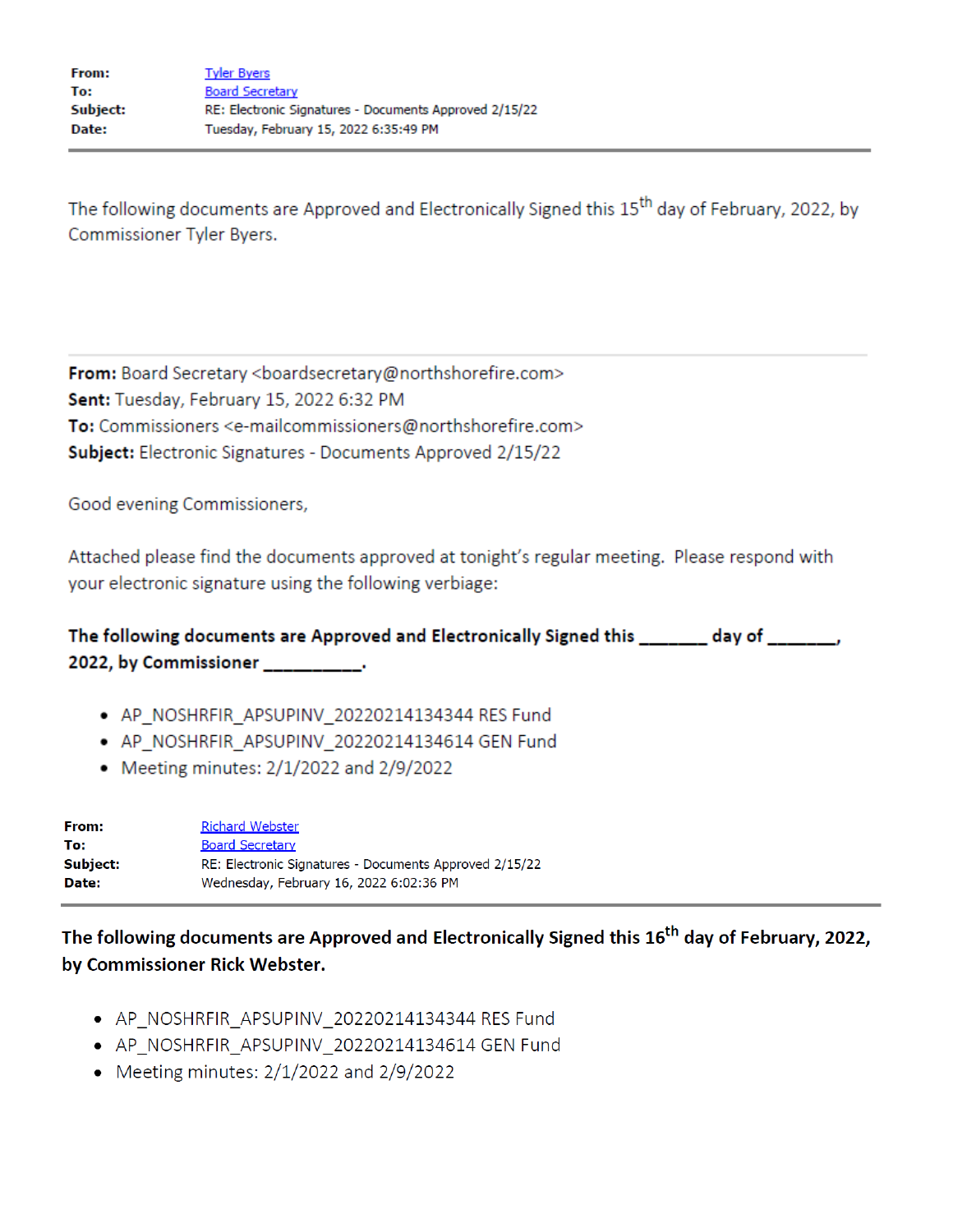**From:** Tyler Byers
**To:** Board Secretary
**Subject:** RE: Electronic Signatures - Documents Approved 2/15/22
**Date:** Tuesday, February 15, 2022 6:35:49 PM

---

The following documents are Approved and Electronically Signed this 15th day of February, 2022, by Commissioner Tyler Byers.

---

**From:** Board Secretary <boardsecretary@northshorefire.com>
**Sent:** Tuesday, February 15, 2022 6:32 PM
**To:** Commissioners <e-mailcommissioners@northshorefire.com>
**Subject:** Electronic Signatures - Documents Approved 2/15/22

Good evening Commissioners,

Attached please find the documents approved at tonight's regular meeting. Please respond with your electronic signature using the following verbiage:

**The following documents are Approved and Electronically Signed this _______ day of _______, 2022, by Commissioner __________.**

- AP_NOSHRFIR_APSUPINV_20220214134344 RES Fund
- AP_NOSHRFIR_APSUPINV_20220214134614 GEN Fund
- Meeting minutes: 2/1/2022 and 2/9/2022

**From:** Richard Webster
**To:** Board Secretary
**Subject:** RE: Electronic Signatures - Documents Approved 2/15/22
**Date:** Wednesday, February 16, 2022 6:02:36 PM

---

**The following documents are Approved and Electronically Signed this 16th day of February, 2022, by Commissioner Rick Webster.**

- AP_NOSHRFIR_APSUPINV_20220214134344 RES Fund
- AP_NOSHRFIR_APSUPINV_20220214134614 GEN Fund
- Meeting minutes: 2/1/2022 and 2/9/2022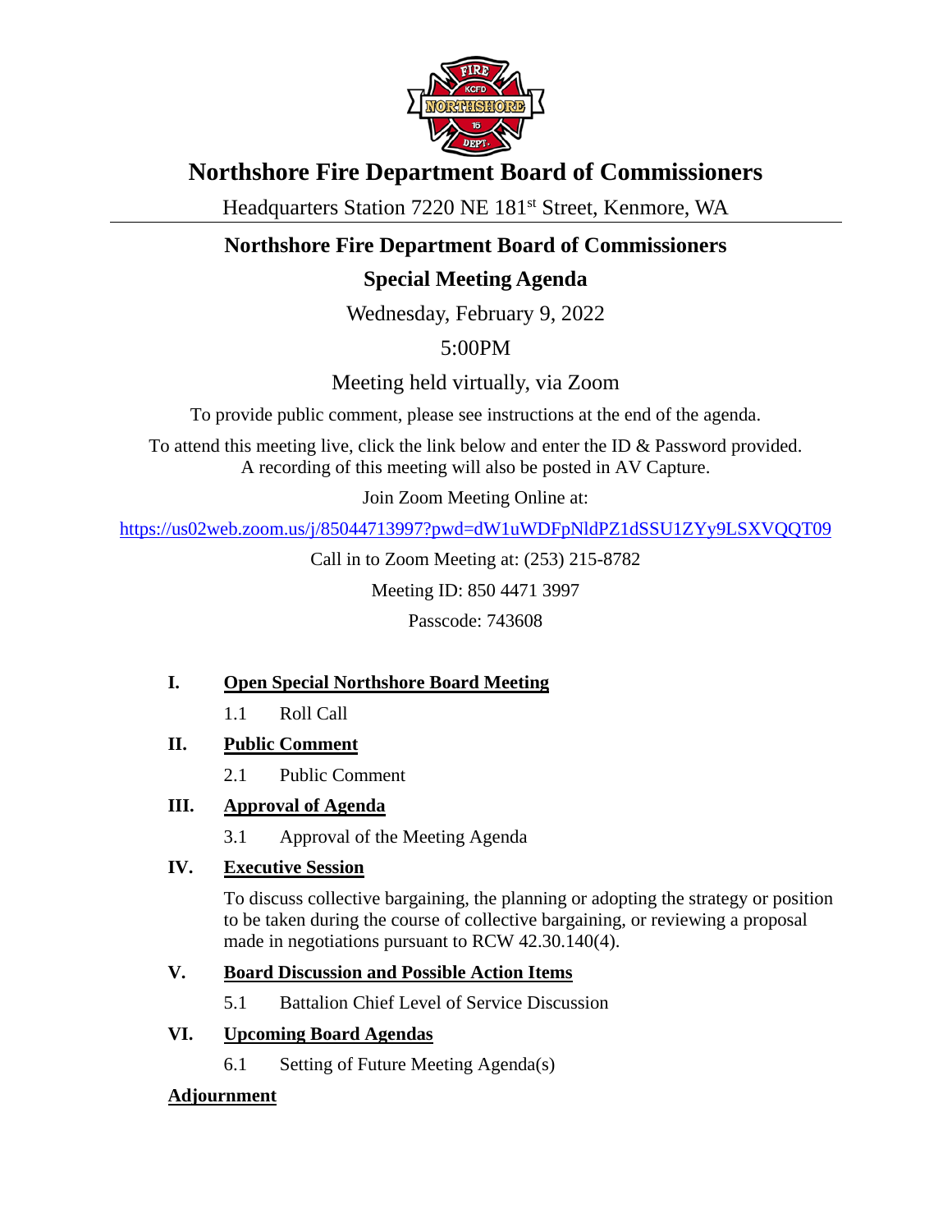# Northshore Fire Department Board of Commissioners

Headquarters Station 7220 NE 181st Street, Kenmore, WA

## Northshore Fire Department Board of Commissioners

## Special Meeting Agenda

Wednesday, February 9, 2022

5:00PM

Meeting held virtually, via Zoom

To provide public comment, please see instructions at the end of the agenda.

To attend this meeting live, click the link below and enter the ID & Password provided. A recording of this meeting will also be posted in AV Capture.

Join Zoom Meeting Online at:

https://us02web.zoom.us/j/85044713997?pwd=dW1uWDFpNldPZ1dSSU1ZYy9LSXVQQT09

Call in to Zoom Meeting at: (253) 215-8782

Meeting ID: 850 4471 3997

Passcode: 743608

**I. Open Special Northshore Board Meeting**

1.1 Roll Call

**II. Public Comment**

2.1 Public Comment

**III. Approval of Agenda**

3.1 Approval of the Meeting Agenda

**IV. Executive Session**

To discuss collective bargaining, the planning or adopting the strategy or position to be taken during the course of collective bargaining, or reviewing a proposal made in negotiations pursuant to RCW 42.30.140(4).

**V. Board Discussion and Possible Action Items**

5.1 Battalion Chief Level of Service Discussion

**VI. Upcoming Board Agendas**

6.1 Setting of Future Meeting Agenda(s)

**Adjournment**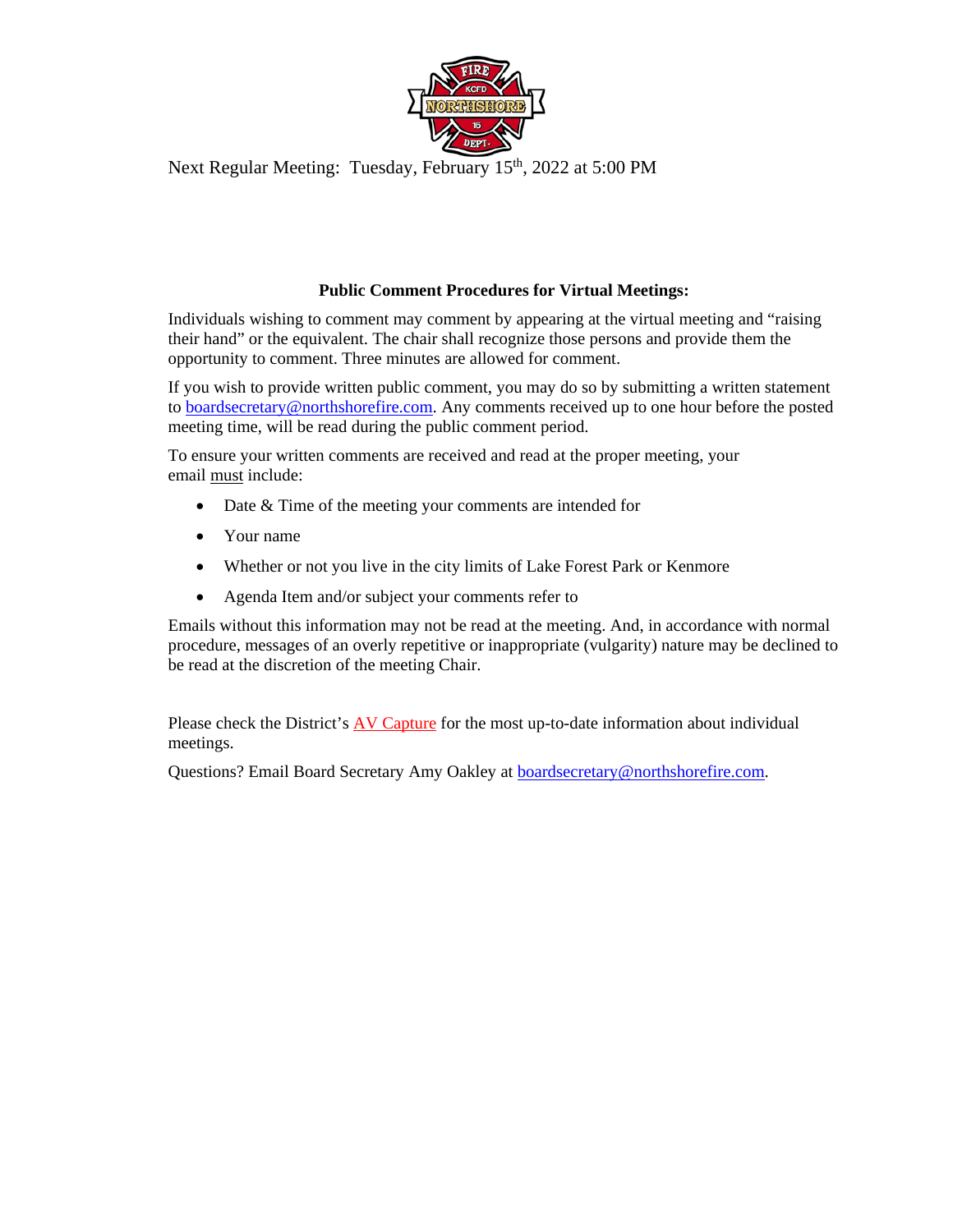Next Regular Meeting: Tuesday, February 15th, 2022 at 5:00 PM

**Public Comment Procedures for Virtual Meetings:**

Individuals wishing to comment may comment by appearing at the virtual meeting and "raising their hand" or the equivalent. The chair shall recognize those persons and provide them the opportunity to comment. Three minutes are allowed for comment.

If you wish to provide written public comment, you may do so by submitting a written statement to boardsecretary@northshorefire.com. Any comments received up to one hour before the posted meeting time, will be read during the public comment period.

To ensure your written comments are received and read at the proper meeting, your email must include:

- Date & Time of the meeting your comments are intended for
- Your name
- Whether or not you live in the city limits of Lake Forest Park or Kenmore
- Agenda Item and/or subject your comments refer to

Emails without this information may not be read at the meeting. And, in accordance with normal procedure, messages of an overly repetitive or inappropriate (vulgarity) nature may be declined to be read at the discretion of the meeting Chair.

Please check the District's AV Capture for the most up-to-date information about individual meetings.

Questions? Email Board Secretary Amy Oakley at boardsecretary@northshorefire.com.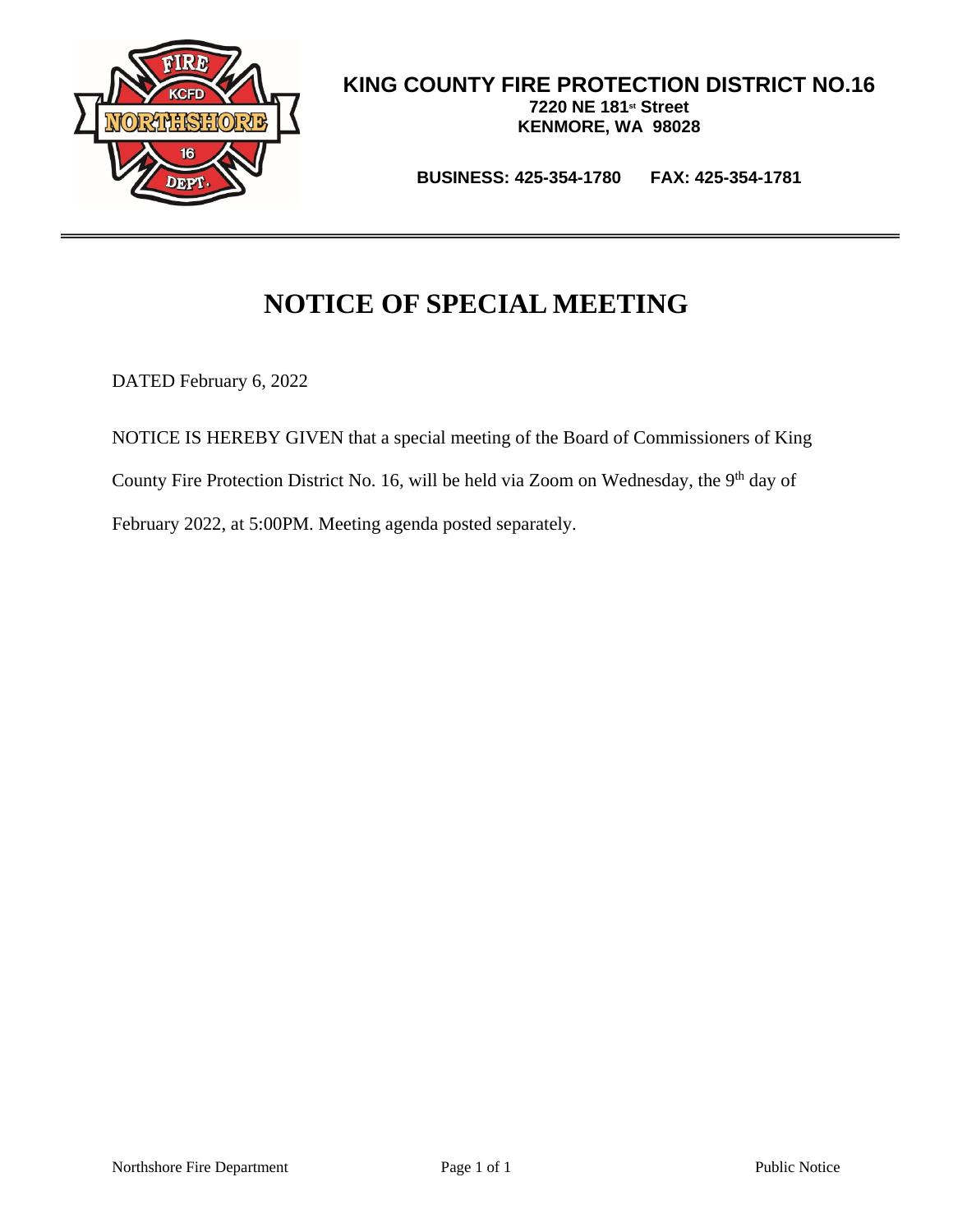**KING COUNTY FIRE PROTECTION DISTRICT NO.16**
**7220 NE 181st Street**
**KENMORE, WA 98028**

**BUSINESS: 425-354-1780 FAX: 425-354-1781**

# NOTICE OF SPECIAL MEETING

DATED February 6, 2022

NOTICE IS HEREBY GIVEN that a special meeting of the Board of Commissioners of King County Fire Protection District No. 16, will be held via Zoom on Wednesday, the 9th day of February 2022, at 5:00PM. Meeting agenda posted separately.